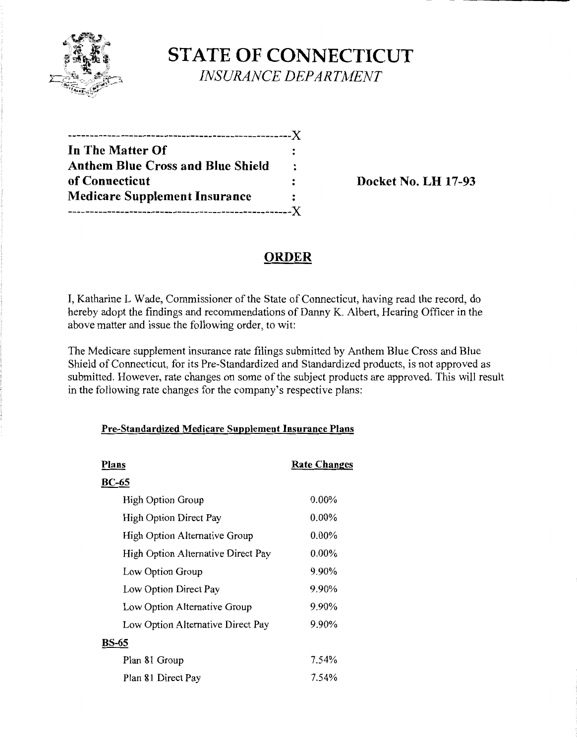# STATE OF CONNECTICUT
*INSURANCE DEPARTMENT*

---

**In The Matter Of**
**Anthem Blue Cross and Blue Shield of Connecticut**
**Medicare Supplement Insurance**

**Docket No. LH 17-93**

---

## ORDER

I, Katharine L Wade, Commissioner of the State of Connecticut, having read the record, do hereby adopt the findings and recommendations of Danny K. Albert, Hearing Officer in the above matter and issue the following order, to wit:

The Medicare supplement insurance rate filings submitted by Anthem Blue Cross and Blue Shield of Connecticut, for its Pre-Standardized and Standardized products, is not approved as submitted. However, rate changes on some of the subject products are approved. This will result in the following rate changes for the company's respective plans:

**Pre-Standardized Medicare Supplement Insurance Plans**

| Plans | Rate Changes |
|---|---|
| **BC-65** | |
| High Option Group | 0.00% |
| High Option Direct Pay | 0.00% |
| High Option Alternative Group | 0.00% |
| High Option Alternative Direct Pay | 0.00% |
| Low Option Group | 9.90% |
| Low Option Direct Pay | 9.90% |
| Low Option Alternative Group | 9.90% |
| Low Option Alternative Direct Pay | 9.90% |
| **BS-65** | |
| Plan 81 Group | 7.54% |
| Plan 81 Direct Pay | 7.54% |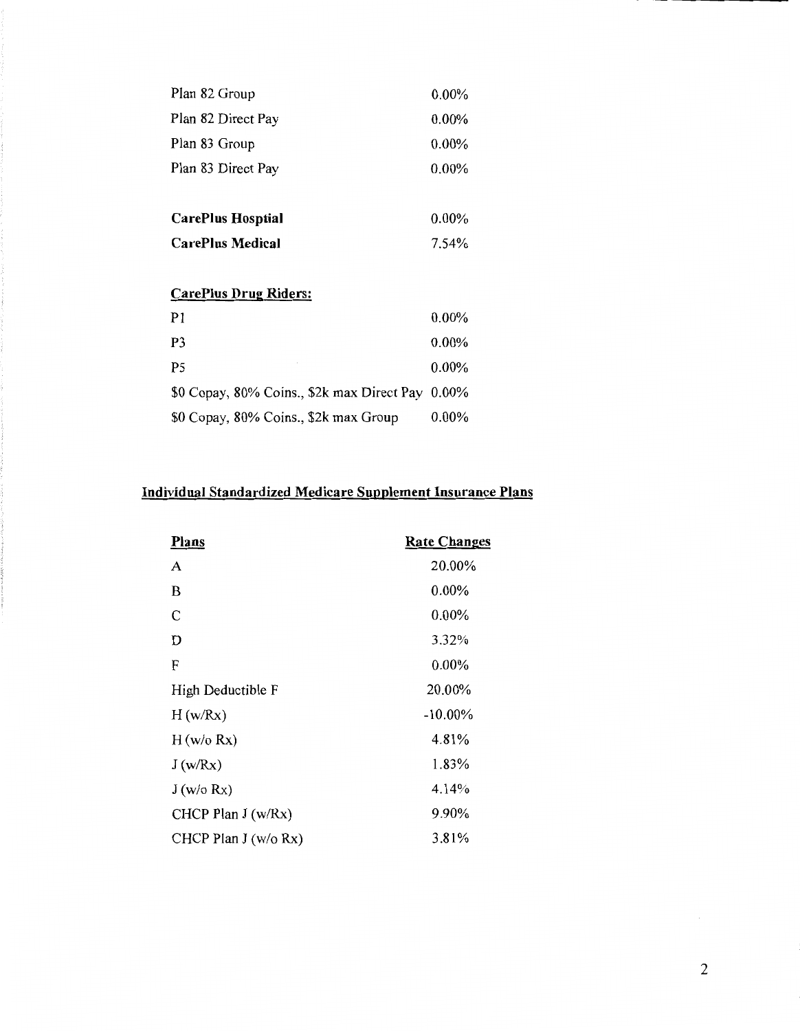| | |
|---|---|
| Plan 82 Group | 0.00% |
| Plan 82 Direct Pay | 0.00% |
| Plan 83 Group | 0.00% |
| Plan 83 Direct Pay | 0.00% |

| | |
|---|---|
| **CarePlus Hosptial** | 0.00% |
| **CarePlus Medical** | 7.54% |

**CarePlus Drug Riders:**

| | |
|---|---|
| P1 | 0.00% |
| P3 | 0.00% |
| P5 | 0.00% |
| $0 Copay, 80% Coins., $2k max Direct Pay | 0.00% |
| $0 Copay, 80% Coins., $2k max Group | 0.00% |

## Individual Standardized Medicare Supplement Insurance Plans

| Plans | Rate Changes |
|---|---|
| A | 20.00% |
| B | 0.00% |
| C | 0.00% |
| D | 3.32% |
| F | 0.00% |
| High Deductible F | 20.00% |
| H (w/Rx) | -10.00% |
| H (w/o Rx) | 4.81% |
| J (w/Rx) | 1.83% |
| J (w/o Rx) | 4.14% |
| CHCP Plan J (w/Rx) | 9.90% |
| CHCP Plan J (w/o Rx) | 3.81% |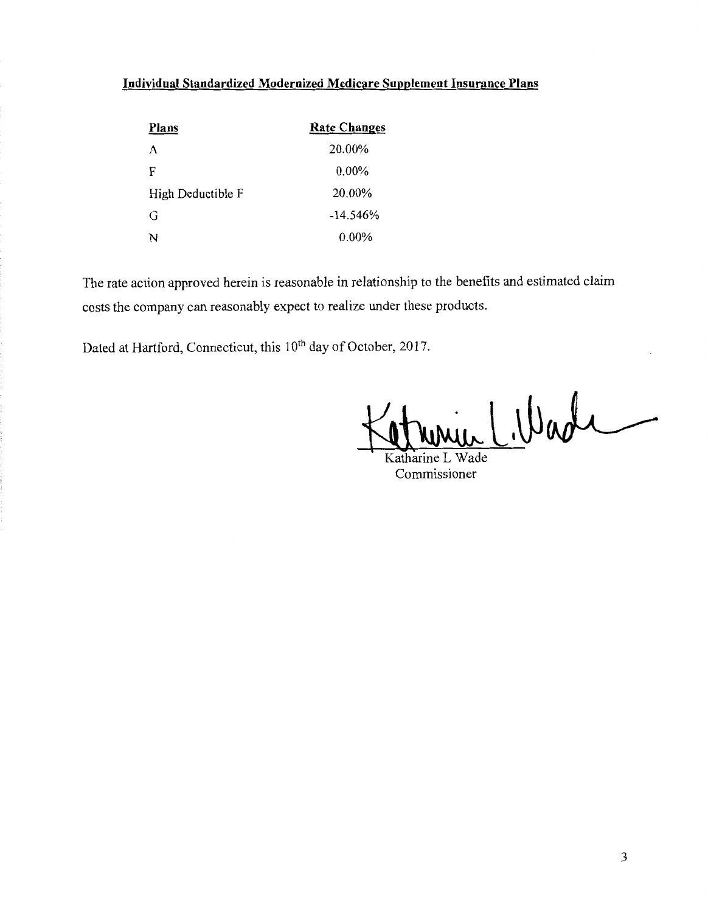**Individual Standardized Modernized Medicare Supplement Insurance Plans**

| Plans | Rate Changes |
|---|---|
| A | 20.00% |
| F | 0.00% |
| High Deductible F | 20.00% |
| G | -14.546% |
| N | 0.00% |

The rate action approved herein is reasonable in relationship to the benefits and estimated claim costs the company can reasonably expect to realize under these products.

Dated at Hartford, Connecticut, this 10th day of October, 2017.

Katharine L Wade
Commissioner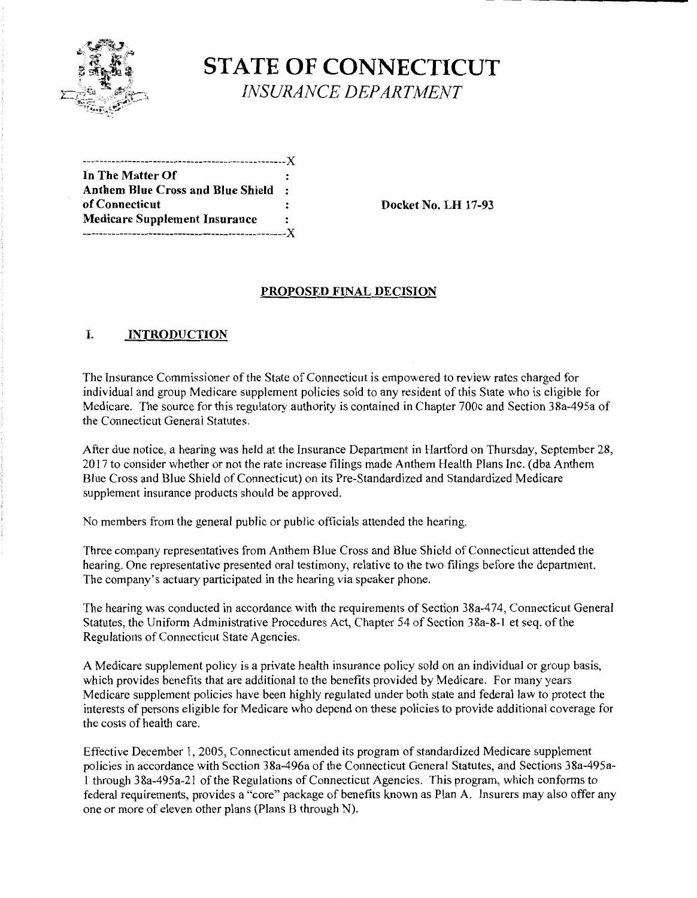# STATE OF CONNECTICUT

*INSURANCE DEPARTMENT*

```
-----------------------------------------------X
In The Matter Of                               :
Anthem Blue Cross and Blue Shield              :
of Connecticut                                 :        Docket No. LH 17-93
Medicare Supplement Insurance                  :
-----------------------------------------------X
```

## PROPOSED FINAL DECISION

## I. INTRODUCTION

The Insurance Commissioner of the State of Connecticut is empowered to review rates charged for individual and group Medicare supplement policies sold to any resident of this State who is eligible for Medicare. The source for this regulatory authority is contained in Chapter 700c and Section 38a-495a of the Connecticut General Statutes.

After due notice, a hearing was held at the Insurance Department in Hartford on Thursday, September 28, 2017 to consider whether or not the rate increase filings made Anthem Health Plans Inc. (dba Anthem Blue Cross and Blue Shield of Connecticut) on its Pre-Standardized and Standardized Medicare supplement insurance products should be approved.

No members from the general public or public officials attended the hearing.

Three company representatives from Anthem Blue Cross and Blue Shield of Connecticut attended the hearing. One representative presented oral testimony, relative to the two filings before the department. The company's actuary participated in the hearing via speaker phone.

The hearing was conducted in accordance with the requirements of Section 38a-474, Connecticut General Statutes, the Uniform Administrative Procedures Act, Chapter 54 of Section 38a-8-1 et seq. of the Regulations of Connecticut State Agencies.

A Medicare supplement policy is a private health insurance policy sold on an individual or group basis, which provides benefits that are additional to the benefits provided by Medicare. For many years Medicare supplement policies have been highly regulated under both state and federal law to protect the interests of persons eligible for Medicare who depend on these policies to provide additional coverage for the costs of health care.

Effective December 1, 2005, Connecticut amended its program of standardized Medicare supplement policies in accordance with Section 38a-496a of the Connecticut General Statutes, and Sections 38a-495a-1 through 38a-495a-21 of the Regulations of Connecticut Agencies. This program, which conforms to federal requirements, provides a "core" package of benefits known as Plan A. Insurers may also offer any one or more of eleven other plans (Plans B through N).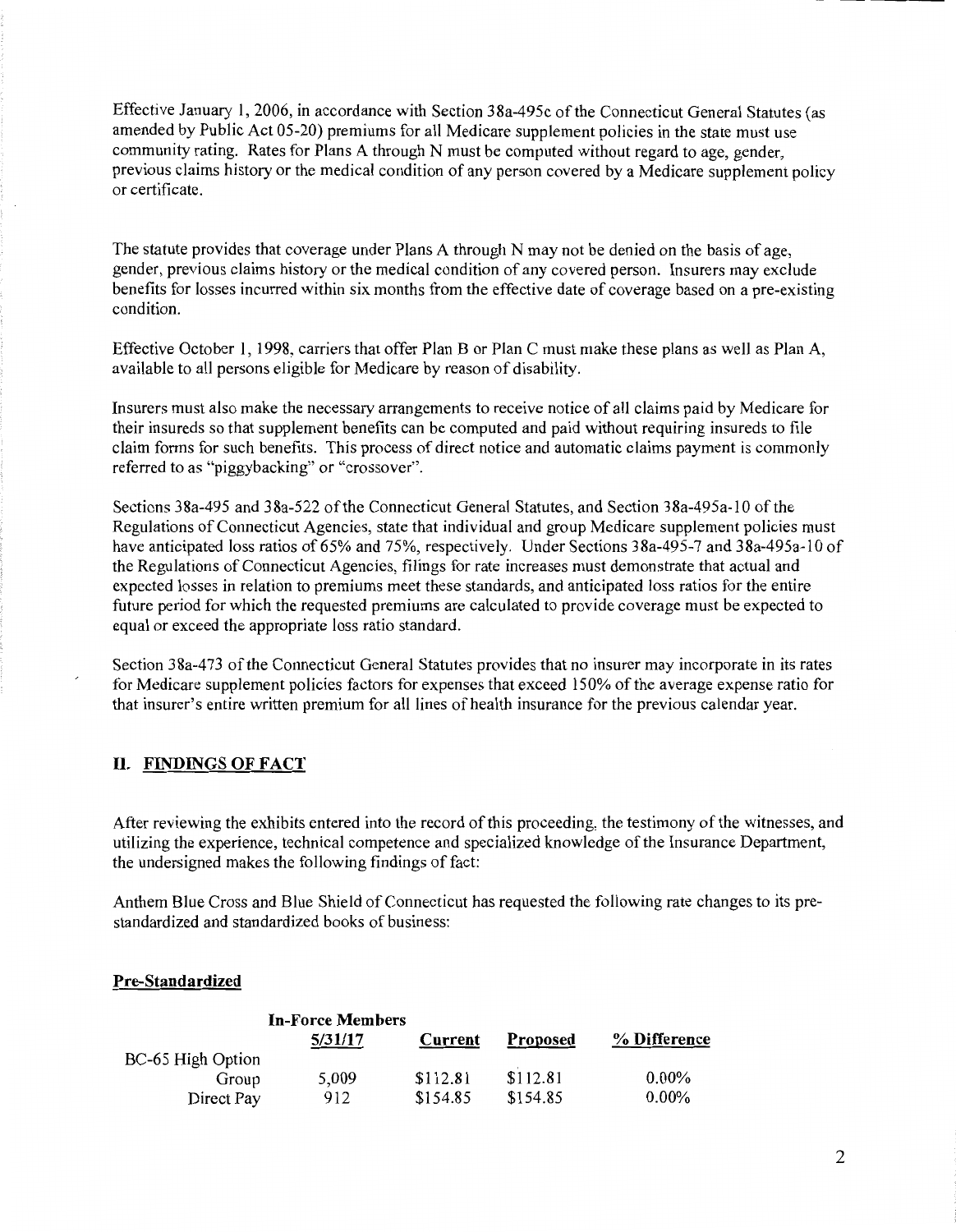Effective January 1, 2006, in accordance with Section 38a-495c of the Connecticut General Statutes (as amended by Public Act 05-20) premiums for all Medicare supplement policies in the state must use community rating. Rates for Plans A through N must be computed without regard to age, gender, previous claims history or the medical condition of any person covered by a Medicare supplement policy or certificate.

The statute provides that coverage under Plans A through N may not be denied on the basis of age, gender, previous claims history or the medical condition of any covered person. Insurers may exclude benefits for losses incurred within six months from the effective date of coverage based on a pre-existing condition.

Effective October 1, 1998, carriers that offer Plan B or Plan C must make these plans as well as Plan A, available to all persons eligible for Medicare by reason of disability.

Insurers must also make the necessary arrangements to receive notice of all claims paid by Medicare for their insureds so that supplement benefits can be computed and paid without requiring insureds to file claim forms for such benefits. This process of direct notice and automatic claims payment is commonly referred to as "piggybacking" or "crossover".

Sections 38a-495 and 38a-522 of the Connecticut General Statutes, and Section 38a-495a-10 of the Regulations of Connecticut Agencies, state that individual and group Medicare supplement policies must have anticipated loss ratios of 65% and 75%, respectively. Under Sections 38a-495-7 and 38a-495a-10 of the Regulations of Connecticut Agencies, filings for rate increases must demonstrate that actual and expected losses in relation to premiums meet these standards, and anticipated loss ratios for the entire future period for which the requested premiums are calculated to provide coverage must be expected to equal or exceed the appropriate loss ratio standard.

Section 38a-473 of the Connecticut General Statutes provides that no insurer may incorporate in its rates for Medicare supplement policies factors for expenses that exceed 150% of the average expense ratio for that insurer's entire written premium for all lines of health insurance for the previous calendar year.

## II. FINDINGS OF FACT

After reviewing the exhibits entered into the record of this proceeding, the testimony of the witnesses, and utilizing the experience, technical competence and specialized knowledge of the Insurance Department, the undersigned makes the following findings of fact:

Anthem Blue Cross and Blue Shield of Connecticut has requested the following rate changes to its pre-standardized and standardized books of business:

**Pre-Standardized**

| | In-Force Members 5/31/17 | Current | Proposed | % Difference |
|---|---|---|---|---|
| BC-65 High Option | | | | |
| Group | 5,009 | $112.81 | $112.81 | 0.00% |
| Direct Pay | 912 | $154.85 | $154.85 | 0.00% |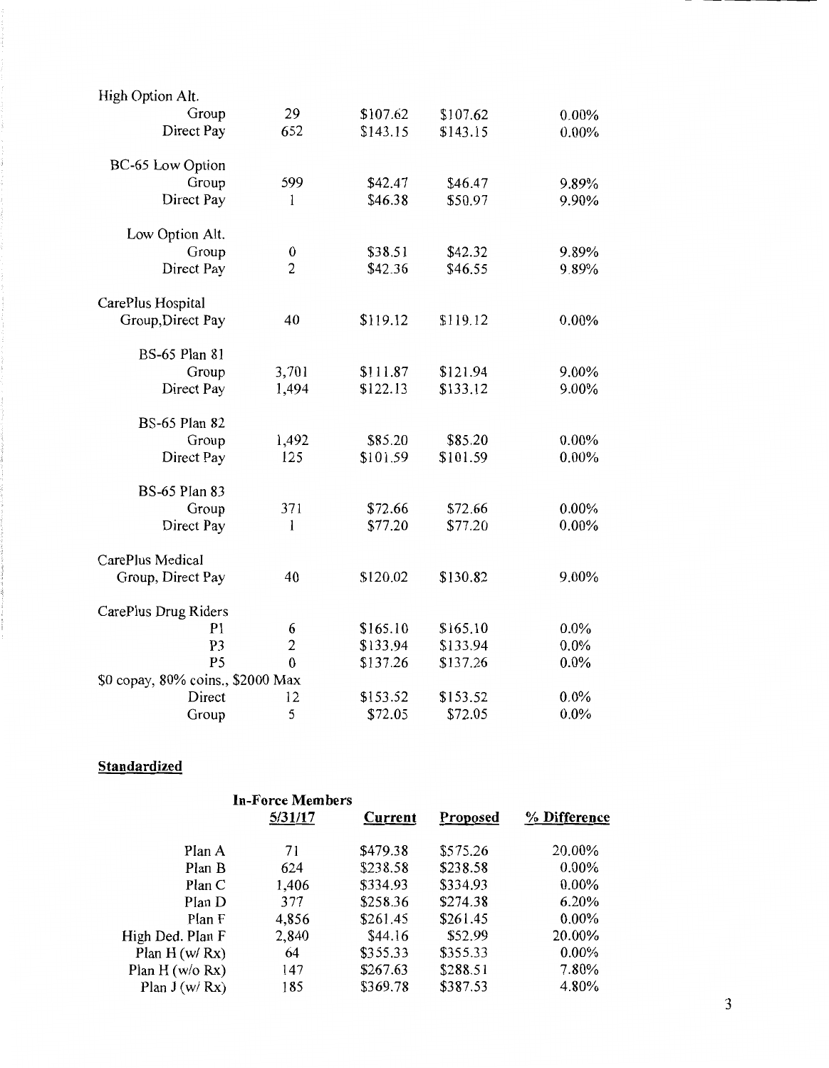| | | | | |
|---|---|---|---|---|
| High Option Alt. | | | | |
| Group | 29 | $107.62 | $107.62 | 0.00% |
| Direct Pay | 652 | $143.15 | $143.15 | 0.00% |
| BC-65 Low Option | | | | |
| Group | 599 | $42.47 | $46.47 | 9.89% |
| Direct Pay | 1 | $46.38 | $50.97 | 9.90% |
| Low Option Alt. | | | | |
| Group | 0 | $38.51 | $42.32 | 9.89% |
| Direct Pay | 2 | $42.36 | $46.55 | 9.89% |
| CarePlus Hospital | | | | |
| Group,Direct Pay | 40 | $119.12 | $119.12 | 0.00% |
| BS-65 Plan 81 | | | | |
| Group | 3,701 | $111.87 | $121.94 | 9.00% |
| Direct Pay | 1,494 | $122.13 | $133.12 | 9.00% |
| BS-65 Plan 82 | | | | |
| Group | 1,492 | $85.20 | $85.20 | 0.00% |
| Direct Pay | 125 | $101.59 | $101.59 | 0.00% |
| BS-65 Plan 83 | | | | |
| Group | 371 | $72.66 | $72.66 | 0.00% |
| Direct Pay | 1 | $77.20 | $77.20 | 0.00% |
| CarePlus Medical | | | | |
| Group, Direct Pay | 40 | $120.02 | $130.82 | 9.00% |
| CarePlus Drug Riders | | | | |
| P1 | 6 | $165.10 | $165.10 | 0.0% |
| P3 | 2 | $133.94 | $133.94 | 0.0% |
| P5 | 0 | $137.26 | $137.26 | 0.0% |
| $0 copay, 80% coins., $2000 Max | | | | |
| Direct | 12 | $153.52 | $153.52 | 0.0% |
| Group | 5 | $72.05 | $72.05 | 0.0% |

**Standardized**

| | In-Force Members 5/31/17 | Current | Proposed | % Difference |
|---|---|---|---|---|
| Plan A | 71 | $479.38 | $575.26 | 20.00% |
| Plan B | 624 | $238.58 | $238.58 | 0.00% |
| Plan C | 1,406 | $334.93 | $334.93 | 0.00% |
| Plan D | 377 | $258.36 | $274.38 | 6.20% |
| Plan F | 4,856 | $261.45 | $261.45 | 0.00% |
| High Ded. Plan F | 2,840 | $44.16 | $52.99 | 20.00% |
| Plan H (w/ Rx) | 64 | $355.33 | $355.33 | 0.00% |
| Plan H (w/o Rx) | 147 | $267.63 | $288.51 | 7.80% |
| Plan J (w/ Rx) | 185 | $369.78 | $387.53 | 4.80% |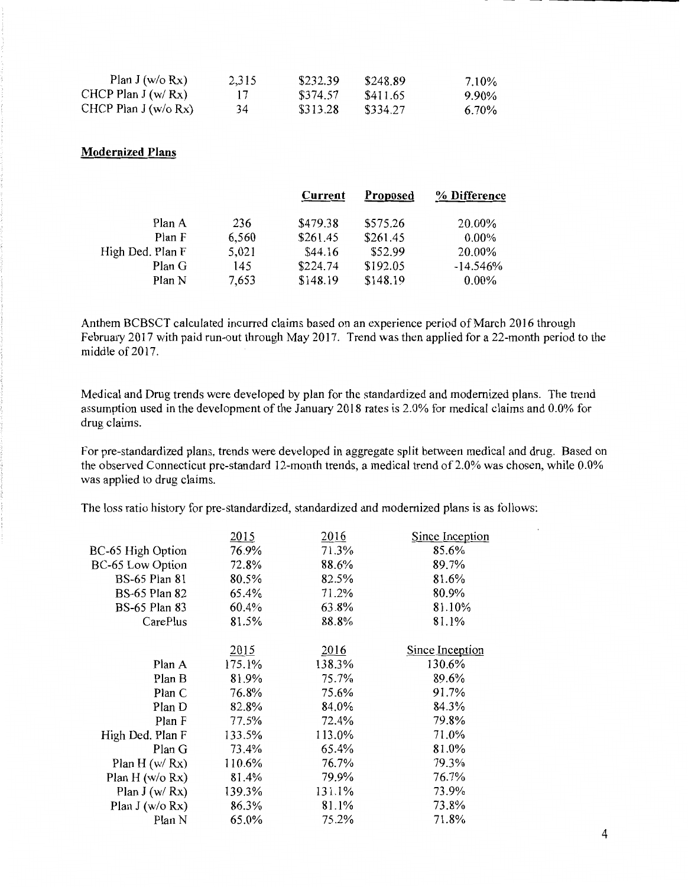| | | | | |
|---|---|---|---|---|
| Plan J (w/o Rx) | 2,315 | $232.39 | $248.89 | 7.10% |
| CHCP Plan J (w/ Rx) | 17 | $374.57 | $411.65 | 9.90% |
| CHCP Plan J (w/o Rx) | 34 | $313.28 | $334.27 | 6.70% |

**Modernized Plans**

| | | Current | Proposed | % Difference |
|---|---|---|---|---|
| Plan A | 236 | $479.38 | $575.26 | 20.00% |
| Plan F | 6,560 | $261.45 | $261.45 | 0.00% |
| High Ded. Plan F | 5,021 | $44.16 | $52.99 | 20.00% |
| Plan G | 145 | $224.74 | $192.05 | -14.546% |
| Plan N | 7,653 | $148.19 | $148.19 | 0.00% |

Anthem BCBSCT calculated incurred claims based on an experience period of March 2016 through February 2017 with paid run-out through May 2017. Trend was then applied for a 22-month period to the middle of 2017.

Medical and Drug trends were developed by plan for the standardized and modernized plans. The trend assumption used in the development of the January 2018 rates is 2.0% for medical claims and 0.0% for drug claims.

For pre-standardized plans, trends were developed in aggregate split between medical and drug. Based on the observed Connecticut pre-standard 12-month trends, a medical trend of 2.0% was chosen, while 0.0% was applied to drug claims.

The loss ratio history for pre-standardized, standardized and modernized plans is as follows:

| | 2015 | 2016 | Since Inception |
|---|---|---|---|
| BC-65 High Option | 76.9% | 71.3% | 85.6% |
| BC-65 Low Option | 72.8% | 88.6% | 89.7% |
| BS-65 Plan 81 | 80.5% | 82.5% | 81.6% |
| BS-65 Plan 82 | 65.4% | 71.2% | 80.9% |
| BS-65 Plan 83 | 60.4% | 63.8% | 81.10% |
| CarePlus | 81.5% | 88.8% | 81.1% |

| | 2015 | 2016 | Since Inception |
|---|---|---|---|
| Plan A | 175.1% | 138.3% | 130.6% |
| Plan B | 81.9% | 75.7% | 89.6% |
| Plan C | 76.8% | 75.6% | 91.7% |
| Plan D | 82.8% | 84.0% | 84.3% |
| Plan F | 77.5% | 72.4% | 79.8% |
| High Ded. Plan F | 133.5% | 113.0% | 71.0% |
| Plan G | 73.4% | 65.4% | 81.0% |
| Plan H (w/ Rx) | 110.6% | 76.7% | 79.3% |
| Plan H (w/o Rx) | 81.4% | 79.9% | 76.7% |
| Plan J (w/ Rx) | 139.3% | 131.1% | 73.9% |
| Plan J (w/o Rx) | 86.3% | 81.1% | 73.8% |
| Plan N | 65.0% | 75.2% | 71.8% |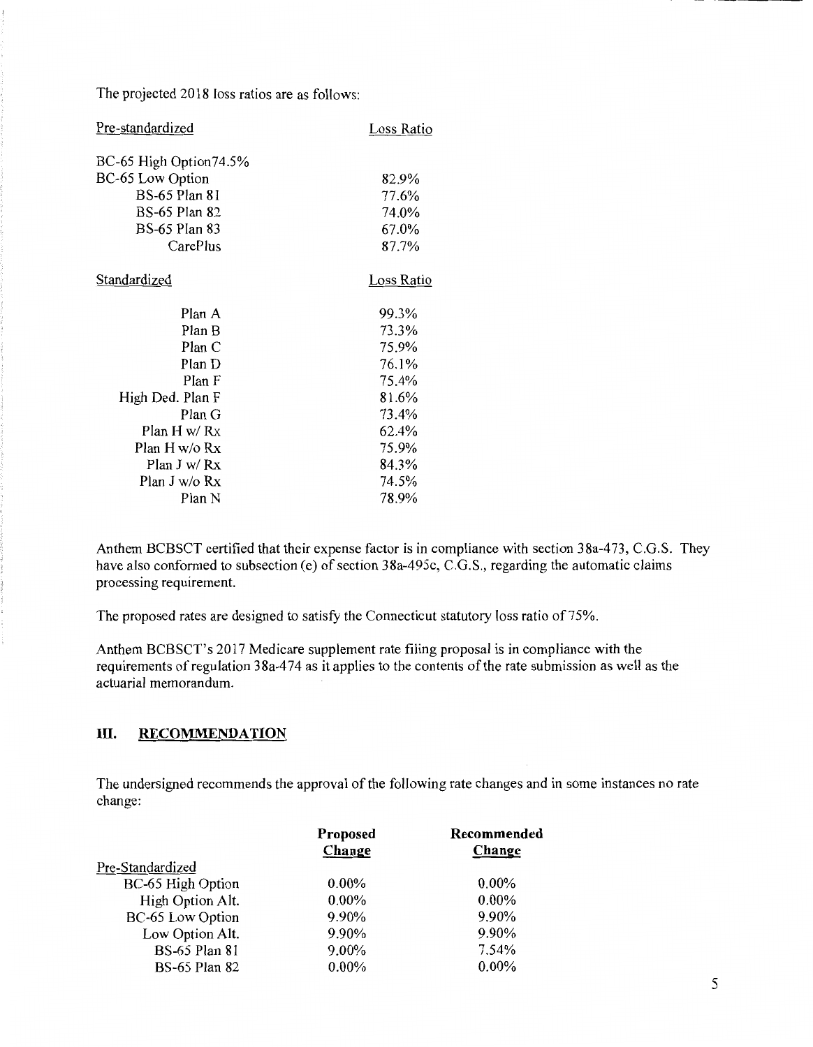The projected 2018 loss ratios are as follows:

| Pre-standardized | Loss Ratio |
|---|---|
| BC-65 High Option | 74.5% |
| BC-65 Low Option | 82.9% |
| BS-65 Plan 81 | 77.6% |
| BS-65 Plan 82 | 74.0% |
| BS-65 Plan 83 | 67.0% |
| CarePlus | 87.7% |

| Standardized | Loss Ratio |
|---|---|
| Plan A | 99.3% |
| Plan B | 73.3% |
| Plan C | 75.9% |
| Plan D | 76.1% |
| Plan F | 75.4% |
| High Ded. Plan F | 81.6% |
| Plan G | 73.4% |
| Plan H w/ Rx | 62.4% |
| Plan H w/o Rx | 75.9% |
| Plan J w/ Rx | 84.3% |
| Plan J w/o Rx | 74.5% |
| Plan N | 78.9% |

Anthem BCBSCT certified that their expense factor is in compliance with section 38a-473, C.G.S. They have also conformed to subsection (e) of section 38a-495c, C.G.S., regarding the automatic claims processing requirement.

The proposed rates are designed to satisfy the Connecticut statutory loss ratio of 75%.

Anthem BCBSCT's 2017 Medicare supplement rate filing proposal is in compliance with the requirements of regulation 38a-474 as it applies to the contents of the rate submission as well as the actuarial memorandum.

## III. RECOMMENDATION

The undersigned recommends the approval of the following rate changes and in some instances no rate change:

| | Proposed Change | Recommended Change |
|---|---|---|
| Pre-Standardized | | |
| BC-65 High Option | 0.00% | 0.00% |
| High Option Alt. | 0.00% | 0.00% |
| BC-65 Low Option | 9.90% | 9.90% |
| Low Option Alt. | 9.90% | 9.90% |
| BS-65 Plan 81 | 9.00% | 7.54% |
| BS-65 Plan 82 | 0.00% | 0.00% |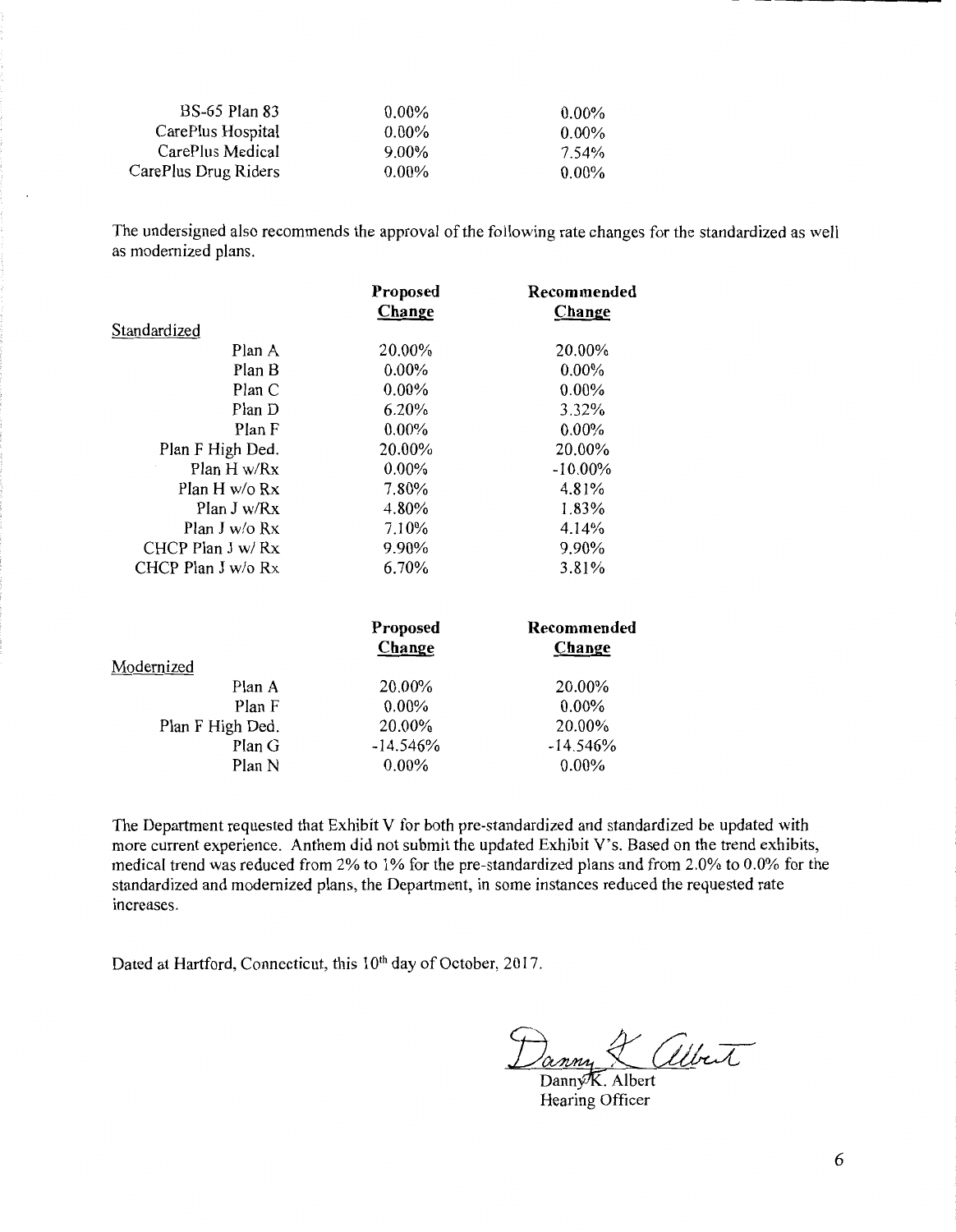| | | |
|---|---|---|
| BS-65 Plan 83 | 0.00% | 0.00% |
| CarePlus Hospital | 0.00% | 0.00% |
| CarePlus Medical | 9.00% | 7.54% |
| CarePlus Drug Riders | 0.00% | 0.00% |

The undersigned also recommends the approval of the following rate changes for the standardized as well as modernized plans.

| | Proposed Change | Recommended Change |
|---|---|---|
| Standardized | | |
| Plan A | 20.00% | 20.00% |
| Plan B | 0.00% | 0.00% |
| Plan C | 0.00% | 0.00% |
| Plan D | 6.20% | 3.32% |
| Plan F | 0.00% | 0.00% |
| Plan F High Ded. | 20.00% | 20.00% |
| Plan H w/Rx | 0.00% | -10.00% |
| Plan H w/o Rx | 7.80% | 4.81% |
| Plan J w/Rx | 4.80% | 1.83% |
| Plan J w/o Rx | 7.10% | 4.14% |
| CHCP Plan J w/ Rx | 9.90% | 9.90% |
| CHCP Plan J w/o Rx | 6.70% | 3.81% |

| | Proposed Change | Recommended Change |
|---|---|---|
| Modernized | | |
| Plan A | 20.00% | 20.00% |
| Plan F | 0.00% | 0.00% |
| Plan F High Ded. | 20.00% | 20.00% |
| Plan G | -14.546% | -14.546% |
| Plan N | 0.00% | 0.00% |

The Department requested that Exhibit V for both pre-standardized and standardized be updated with more current experience. Anthem did not submit the updated Exhibit V's. Based on the trend exhibits, medical trend was reduced from 2% to 1% for the pre-standardized plans and from 2.0% to 0.0% for the standardized and modernized plans, the Department, in some instances reduced the requested rate increases.

Dated at Hartford, Connecticut, this 10th day of October, 2017.

Danny K. Albert
Hearing Officer